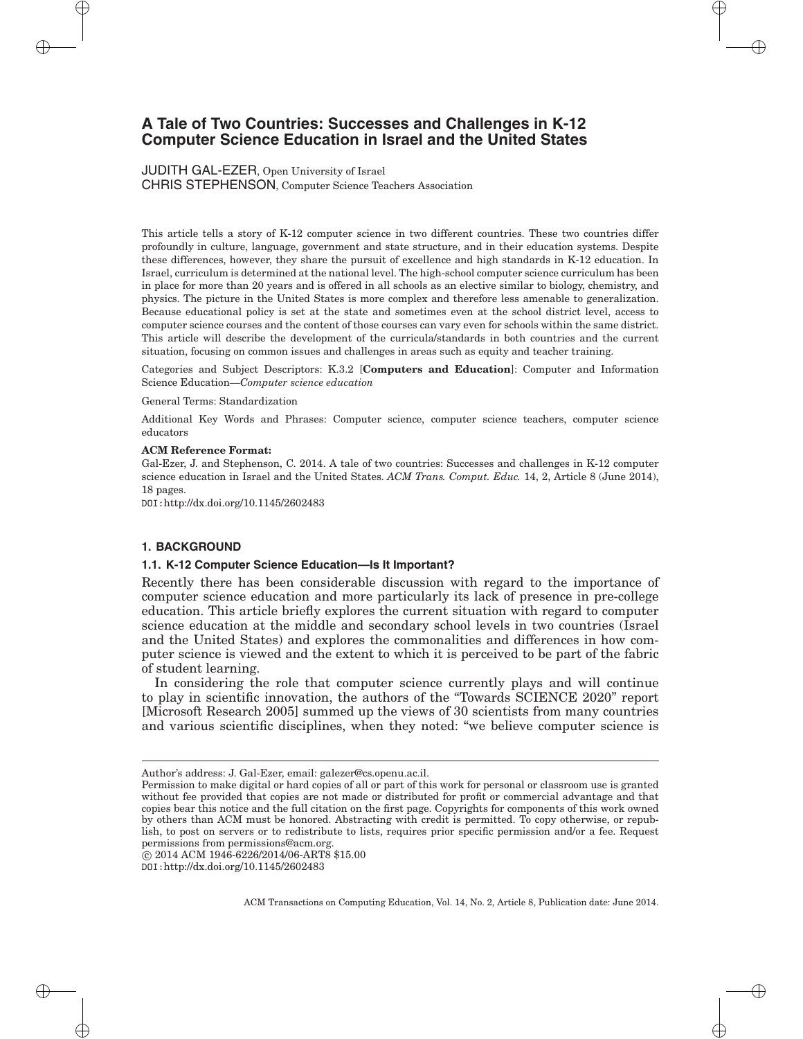# A Tale of Two Countries: Successes and Challenges in K-12 Computer Science Education in Israel and the United States

JUDITH GAL-EZER, Open University of Israel
CHRIS STEPHENSON, Computer Science Teachers Association

This article tells a story of K-12 computer science in two different countries. These two countries differ profoundly in culture, language, government and state structure, and in their education systems. Despite these differences, however, they share the pursuit of excellence and high standards in K-12 education. In Israel, curriculum is determined at the national level. The high-school computer science curriculum has been in place for more than 20 years and is offered in all schools as an elective similar to biology, chemistry, and physics. The picture in the United States is more complex and therefore less amenable to generalization. Because educational policy is set at the state and sometimes even at the school district level, access to computer science courses and the content of those courses can vary even for schools within the same district. This article will describe the development of the curricula/standards in both countries and the current situation, focusing on common issues and challenges in areas such as equity and teacher training.

Categories and Subject Descriptors: K.3.2 [**Computers and Education**]: Computer and Information Science Education—*Computer science education*

General Terms: Standardization

Additional Key Words and Phrases: Computer science, computer science teachers, computer science educators

**ACM Reference Format:**
Gal-Ezer, J. and Stephenson, C. 2014. A tale of two countries: Successes and challenges in K-12 computer science education in Israel and the United States. *ACM Trans. Comput. Educ.* 14, 2, Article 8 (June 2014), 18 pages.
DOI:http://dx.doi.org/10.1145/2602483

## 1. BACKGROUND

### 1.1. K-12 Computer Science Education—Is It Important?

Recently there has been considerable discussion with regard to the importance of computer science education and more particularly its lack of presence in pre-college education. This article briefly explores the current situation with regard to computer science education at the middle and secondary school levels in two countries (Israel and the United States) and explores the commonalities and differences in how computer science is viewed and the extent to which it is perceived to be part of the fabric of student learning.

In considering the role that computer science currently plays and will continue to play in scientific innovation, the authors of the "Towards SCIENCE 2020" report [Microsoft Research 2005] summed up the views of 30 scientists from many countries and various scientific disciplines, when they noted: "we believe computer science is

---

Author's address: J. Gal-Ezer, email: galezer@cs.openu.ac.il.
Permission to make digital or hard copies of all or part of this work for personal or classroom use is granted without fee provided that copies are not made or distributed for profit or commercial advantage and that copies bear this notice and the full citation on the first page. Copyrights for components of this work owned by others than ACM must be honored. Abstracting with credit is permitted. To copy otherwise, or republish, to post on servers or to redistribute to lists, requires prior specific permission and/or a fee. Request permissions from permissions@acm.org.
© 2014 ACM 1946-6226/2014/06-ART8 $15.00
DOI:http://dx.doi.org/10.1145/2602483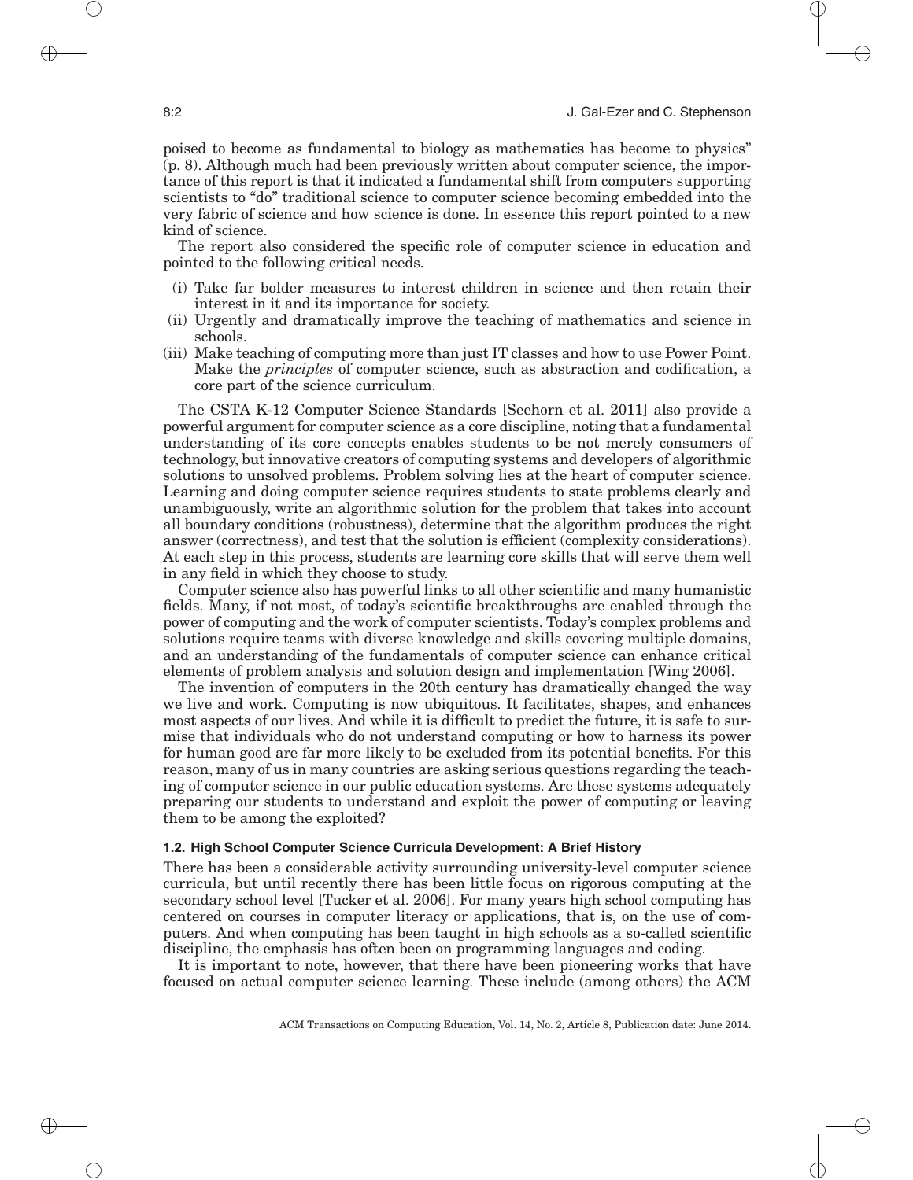poised to become as fundamental to biology as mathematics has become to physics" (p. 8). Although much had been previously written about computer science, the importance of this report is that it indicated a fundamental shift from computers supporting scientists to "do" traditional science to computer science becoming embedded into the very fabric of science and how science is done. In essence this report pointed to a new kind of science.

The report also considered the specific role of computer science in education and pointed to the following critical needs.

(i) Take far bolder measures to interest children in science and then retain their interest in it and its importance for society.
(ii) Urgently and dramatically improve the teaching of mathematics and science in schools.
(iii) Make teaching of computing more than just IT classes and how to use Power Point. Make the *principles* of computer science, such as abstraction and codification, a core part of the science curriculum.

The CSTA K-12 Computer Science Standards [Seehorn et al. 2011] also provide a powerful argument for computer science as a core discipline, noting that a fundamental understanding of its core concepts enables students to be not merely consumers of technology, but innovative creators of computing systems and developers of algorithmic solutions to unsolved problems. Problem solving lies at the heart of computer science. Learning and doing computer science requires students to state problems clearly and unambiguously, write an algorithmic solution for the problem that takes into account all boundary conditions (robustness), determine that the algorithm produces the right answer (correctness), and test that the solution is efficient (complexity considerations). At each step in this process, students are learning core skills that will serve them well in any field in which they choose to study.

Computer science also has powerful links to all other scientific and many humanistic fields. Many, if not most, of today's scientific breakthroughs are enabled through the power of computing and the work of computer scientists. Today's complex problems and solutions require teams with diverse knowledge and skills covering multiple domains, and an understanding of the fundamentals of computer science can enhance critical elements of problem analysis and solution design and implementation [Wing 2006].

The invention of computers in the 20th century has dramatically changed the way we live and work. Computing is now ubiquitous. It facilitates, shapes, and enhances most aspects of our lives. And while it is difficult to predict the future, it is safe to surmise that individuals who do not understand computing or how to harness its power for human good are far more likely to be excluded from its potential benefits. For this reason, many of us in many countries are asking serious questions regarding the teaching of computer science in our public education systems. Are these systems adequately preparing our students to understand and exploit the power of computing or leaving them to be among the exploited?

### 1.2. High School Computer Science Curricula Development: A Brief History

There has been a considerable activity surrounding university-level computer science curricula, but until recently there has been little focus on rigorous computing at the secondary school level [Tucker et al. 2006]. For many years high school computing has centered on courses in computer literacy or applications, that is, on the use of computers. And when computing has been taught in high schools as a so-called scientific discipline, the emphasis has often been on programming languages and coding.

It is important to note, however, that there have been pioneering works that have focused on actual computer science learning. These include (among others) the ACM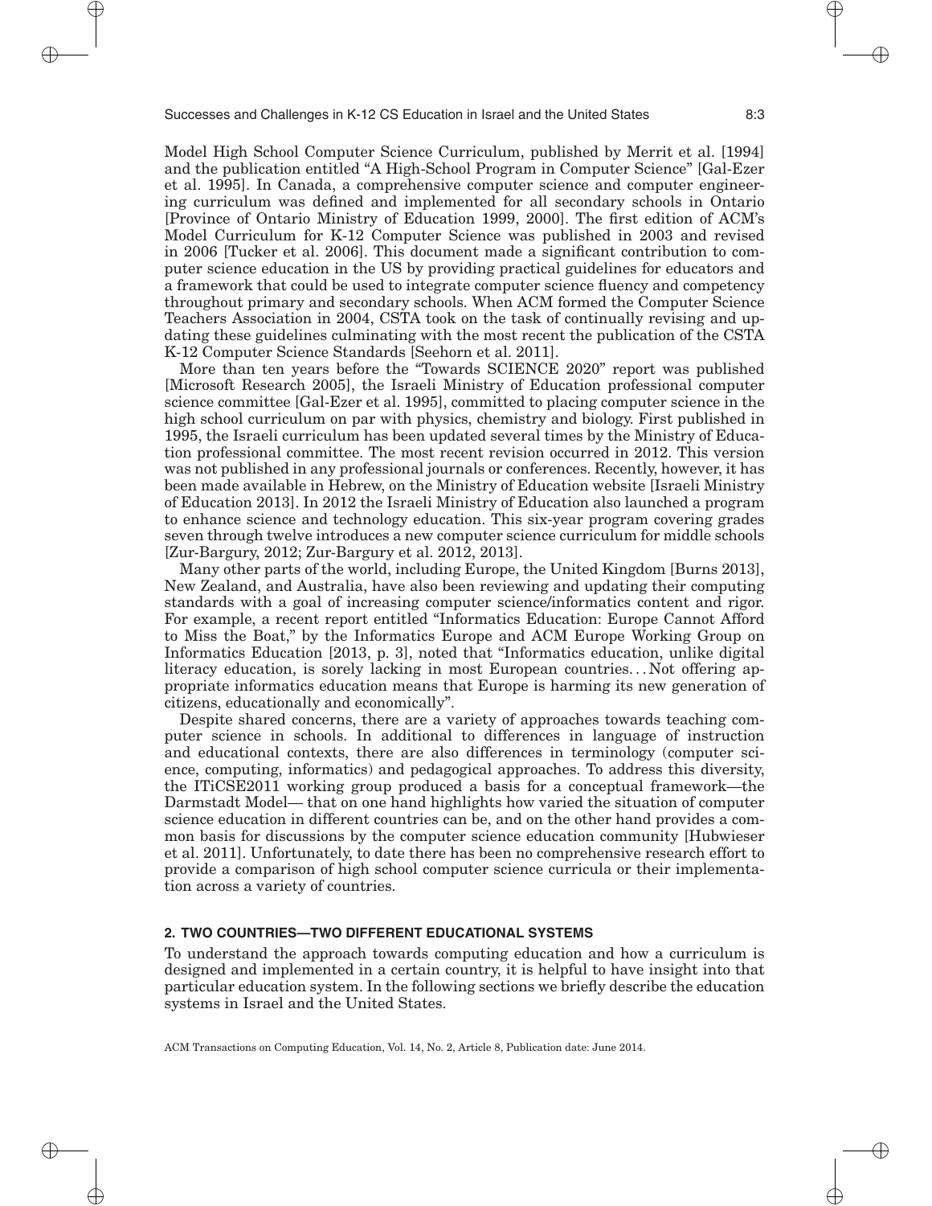Model High School Computer Science Curriculum, published by Merrit et al. [1994] and the publication entitled "A High-School Program in Computer Science" [Gal-Ezer et al. 1995]. In Canada, a comprehensive computer science and computer engineering curriculum was defined and implemented for all secondary schools in Ontario [Province of Ontario Ministry of Education 1999, 2000]. The first edition of ACM's Model Curriculum for K-12 Computer Science was published in 2003 and revised in 2006 [Tucker et al. 2006]. This document made a significant contribution to computer science education in the US by providing practical guidelines for educators and a framework that could be used to integrate computer science fluency and competency throughout primary and secondary schools. When ACM formed the Computer Science Teachers Association in 2004, CSTA took on the task of continually revising and updating these guidelines culminating with the most recent the publication of the CSTA K-12 Computer Science Standards [Seehorn et al. 2011].

More than ten years before the "Towards SCIENCE 2020" report was published [Microsoft Research 2005], the Israeli Ministry of Education professional computer science committee [Gal-Ezer et al. 1995], committed to placing computer science in the high school curriculum on par with physics, chemistry and biology. First published in 1995, the Israeli curriculum has been updated several times by the Ministry of Education professional committee. The most recent revision occurred in 2012. This version was not published in any professional journals or conferences. Recently, however, it has been made available in Hebrew, on the Ministry of Education website [Israeli Ministry of Education 2013]. In 2012 the Israeli Ministry of Education also launched a program to enhance science and technology education. This six-year program covering grades seven through twelve introduces a new computer science curriculum for middle schools [Zur-Bargury, 2012; Zur-Bargury et al. 2012, 2013].

Many other parts of the world, including Europe, the United Kingdom [Burns 2013], New Zealand, and Australia, have also been reviewing and updating their computing standards with a goal of increasing computer science/informatics content and rigor. For example, a recent report entitled "Informatics Education: Europe Cannot Afford to Miss the Boat," by the Informatics Europe and ACM Europe Working Group on Informatics Education [2013, p. 3], noted that "Informatics education, unlike digital literacy education, is sorely lacking in most European countries... Not offering appropriate informatics education means that Europe is harming its new generation of citizens, educationally and economically".

Despite shared concerns, there are a variety of approaches towards teaching computer science in schools. In additional to differences in language of instruction and educational contexts, there are also differences in terminology (computer science, computing, informatics) and pedagogical approaches. To address this diversity, the ITiCSE2011 working group produced a basis for a conceptual framework—the Darmstadt Model— that on one hand highlights how varied the situation of computer science education in different countries can be, and on the other hand provides a common basis for discussions by the computer science education community [Hubwieser et al. 2011]. Unfortunately, to date there has been no comprehensive research effort to provide a comparison of high school computer science curricula or their implementation across a variety of countries.

## 2. TWO COUNTRIES—TWO DIFFERENT EDUCATIONAL SYSTEMS

To understand the approach towards computing education and how a curriculum is designed and implemented in a certain country, it is helpful to have insight into that particular education system. In the following sections we briefly describe the education systems in Israel and the United States.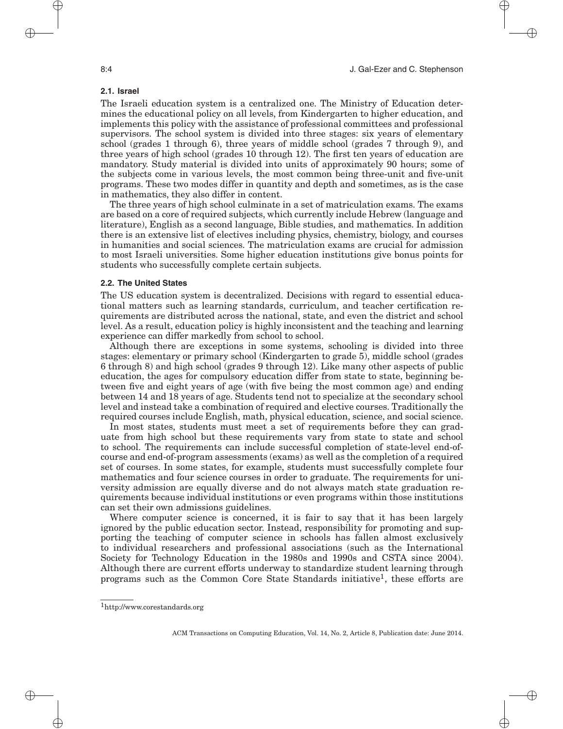### 2.1. Israel

The Israeli education system is a centralized one. The Ministry of Education determines the educational policy on all levels, from Kindergarten to higher education, and implements this policy with the assistance of professional committees and professional supervisors. The school system is divided into three stages: six years of elementary school (grades 1 through 6), three years of middle school (grades 7 through 9), and three years of high school (grades 10 through 12). The first ten years of education are mandatory. Study material is divided into units of approximately 90 hours; some of the subjects come in various levels, the most common being three-unit and five-unit programs. These two modes differ in quantity and depth and sometimes, as is the case in mathematics, they also differ in content.

The three years of high school culminate in a set of matriculation exams. The exams are based on a core of required subjects, which currently include Hebrew (language and literature), English as a second language, Bible studies, and mathematics. In addition there is an extensive list of electives including physics, chemistry, biology, and courses in humanities and social sciences. The matriculation exams are crucial for admission to most Israeli universities. Some higher education institutions give bonus points for students who successfully complete certain subjects.

### 2.2. The United States

The US education system is decentralized. Decisions with regard to essential educational matters such as learning standards, curriculum, and teacher certification requirements are distributed across the national, state, and even the district and school level. As a result, education policy is highly inconsistent and the teaching and learning experience can differ markedly from school to school.

Although there are exceptions in some systems, schooling is divided into three stages: elementary or primary school (Kindergarten to grade 5), middle school (grades 6 through 8) and high school (grades 9 through 12). Like many other aspects of public education, the ages for compulsory education differ from state to state, beginning between five and eight years of age (with five being the most common age) and ending between 14 and 18 years of age. Students tend not to specialize at the secondary school level and instead take a combination of required and elective courses. Traditionally the required courses include English, math, physical education, science, and social science.

In most states, students must meet a set of requirements before they can graduate from high school but these requirements vary from state to state and school to school. The requirements can include successful completion of state-level end-of-course and end-of-program assessments (exams) as well as the completion of a required set of courses. In some states, for example, students must successfully complete four mathematics and four science courses in order to graduate. The requirements for university admission are equally diverse and do not always match state graduation requirements because individual institutions or even programs within those institutions can set their own admissions guidelines.

Where computer science is concerned, it is fair to say that it has been largely ignored by the public education sector. Instead, responsibility for promoting and supporting the teaching of computer science in schools has fallen almost exclusively to individual researchers and professional associations (such as the International Society for Technology Education in the 1980s and 1990s and CSTA since 2004). Although there are current efforts underway to standardize student learning through programs such as the Common Core State Standards initiative[1], these efforts are

[1] http://www.corestandards.org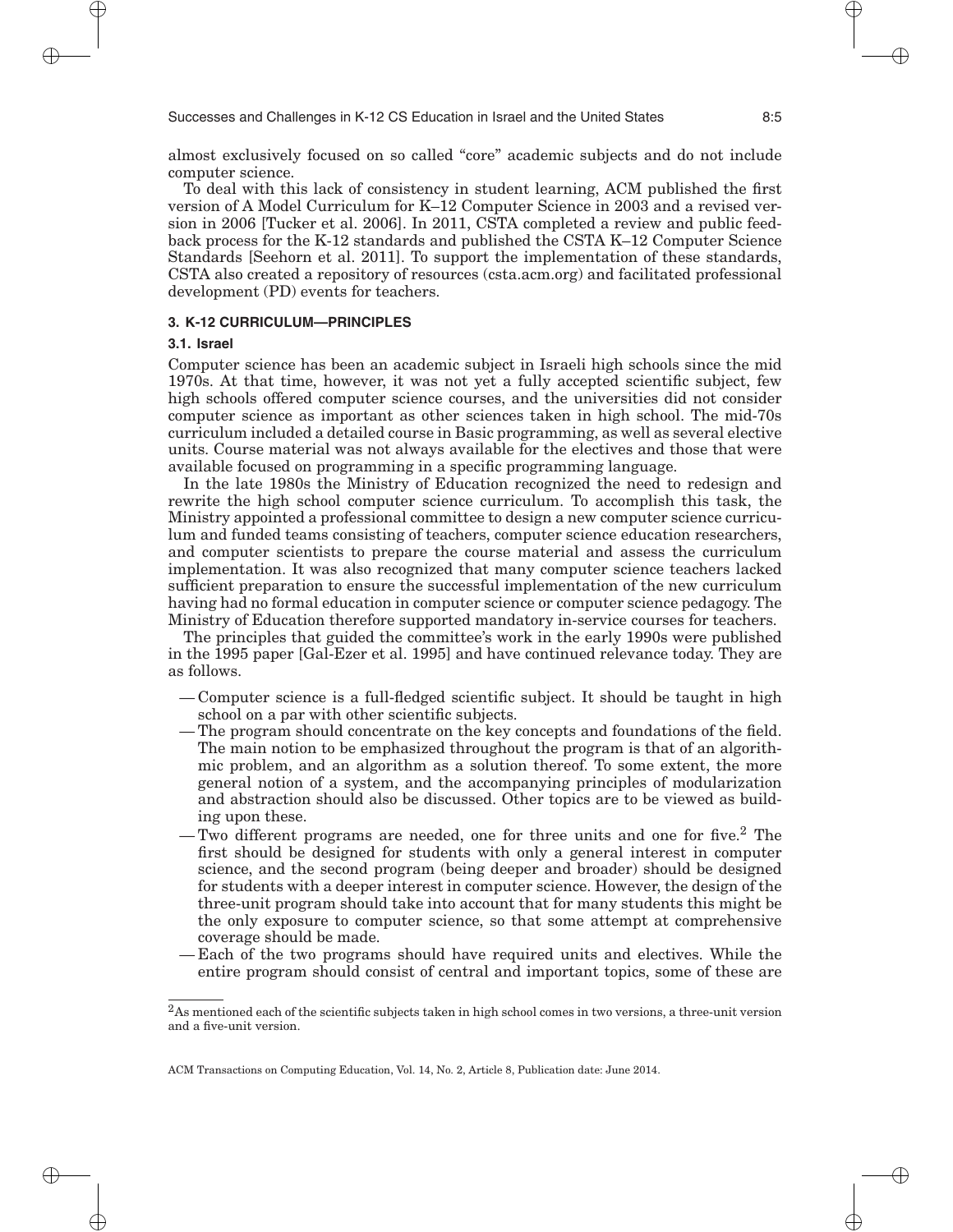almost exclusively focused on so called "core" academic subjects and do not include computer science.

To deal with this lack of consistency in student learning, ACM published the first version of A Model Curriculum for K–12 Computer Science in 2003 and a revised version in 2006 [Tucker et al. 2006]. In 2011, CSTA completed a review and public feedback process for the K-12 standards and published the CSTA K–12 Computer Science Standards [Seehorn et al. 2011]. To support the implementation of these standards, CSTA also created a repository of resources (csta.acm.org) and facilitated professional development (PD) events for teachers.

## 3. K-12 CURRICULUM—PRINCIPLES

### 3.1. Israel

Computer science has been an academic subject in Israeli high schools since the mid 1970s. At that time, however, it was not yet a fully accepted scientific subject, few high schools offered computer science courses, and the universities did not consider computer science as important as other sciences taken in high school. The mid-70s curriculum included a detailed course in Basic programming, as well as several elective units. Course material was not always available for the electives and those that were available focused on programming in a specific programming language.

In the late 1980s the Ministry of Education recognized the need to redesign and rewrite the high school computer science curriculum. To accomplish this task, the Ministry appointed a professional committee to design a new computer science curriculum and funded teams consisting of teachers, computer science education researchers, and computer scientists to prepare the course material and assess the curriculum implementation. It was also recognized that many computer science teachers lacked sufficient preparation to ensure the successful implementation of the new curriculum having had no formal education in computer science or computer science pedagogy. The Ministry of Education therefore supported mandatory in-service courses for teachers.

The principles that guided the committee's work in the early 1990s were published in the 1995 paper [Gal-Ezer et al. 1995] and have continued relevance today. They are as follows.

- Computer science is a full-fledged scientific subject. It should be taught in high school on a par with other scientific subjects.
- The program should concentrate on the key concepts and foundations of the field. The main notion to be emphasized throughout the program is that of an algorithmic problem, and an algorithm as a solution thereof. To some extent, the more general notion of a system, and the accompanying principles of modularization and abstraction should also be discussed. Other topics are to be viewed as building upon these.
- Two different programs are needed, one for three units and one for five.[2] The first should be designed for students with only a general interest in computer science, and the second program (being deeper and broader) should be designed for students with a deeper interest in computer science. However, the design of the three-unit program should take into account that for many students this might be the only exposure to computer science, so that some attempt at comprehensive coverage should be made.
- Each of the two programs should have required units and electives. While the entire program should consist of central and important topics, some of these are

[2]As mentioned each of the scientific subjects taken in high school comes in two versions, a three-unit version and a five-unit version.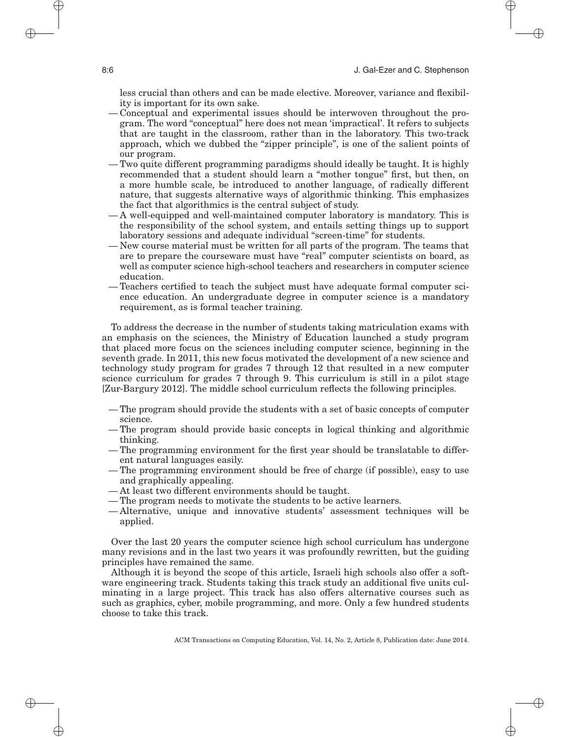less crucial than others and can be made elective. Moreover, variance and flexibility is important for its own sake.

- Conceptual and experimental issues should be interwoven throughout the program. The word "conceptual" here does not mean 'impractical'. It refers to subjects that are taught in the classroom, rather than in the laboratory. This two-track approach, which we dubbed the "zipper principle", is one of the salient points of our program.
- Two quite different programming paradigms should ideally be taught. It is highly recommended that a student should learn a "mother tongue" first, but then, on a more humble scale, be introduced to another language, of radically different nature, that suggests alternative ways of algorithmic thinking. This emphasizes the fact that algorithmics is the central subject of study.
- A well-equipped and well-maintained computer laboratory is mandatory. This is the responsibility of the school system, and entails setting things up to support laboratory sessions and adequate individual "screen-time" for students.
- New course material must be written for all parts of the program. The teams that are to prepare the courseware must have "real" computer scientists on board, as well as computer science high-school teachers and researchers in computer science education.
- Teachers certified to teach the subject must have adequate formal computer science education. An undergraduate degree in computer science is a mandatory requirement, as is formal teacher training.

To address the decrease in the number of students taking matriculation exams with an emphasis on the sciences, the Ministry of Education launched a study program that placed more focus on the sciences including computer science, beginning in the seventh grade. In 2011, this new focus motivated the development of a new science and technology study program for grades 7 through 12 that resulted in a new computer science curriculum for grades 7 through 9. This curriculum is still in a pilot stage [Zur-Bargury 2012]. The middle school curriculum reflects the following principles.

- The program should provide the students with a set of basic concepts of computer science.
- The program should provide basic concepts in logical thinking and algorithmic thinking.
- The programming environment for the first year should be translatable to different natural languages easily.
- The programming environment should be free of charge (if possible), easy to use and graphically appealing.
- At least two different environments should be taught.
- The program needs to motivate the students to be active learners.
- Alternative, unique and innovative students' assessment techniques will be applied.

Over the last 20 years the computer science high school curriculum has undergone many revisions and in the last two years it was profoundly rewritten, but the guiding principles have remained the same.

Although it is beyond the scope of this article, Israeli high schools also offer a software engineering track. Students taking this track study an additional five units culminating in a large project. This track has also offers alternative courses such as such as graphics, cyber, mobile programming, and more. Only a few hundred students choose to take this track.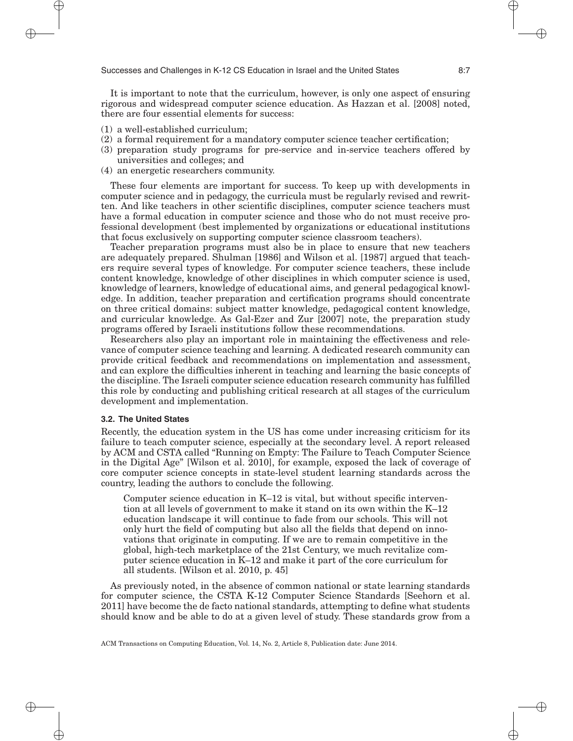It is important to note that the curriculum, however, is only one aspect of ensuring rigorous and widespread computer science education. As Hazzan et al. [2008] noted, there are four essential elements for success:

(1) a well-established curriculum;
(2) a formal requirement for a mandatory computer science teacher certification;
(3) preparation study programs for pre-service and in-service teachers offered by universities and colleges; and
(4) an energetic researchers community.

These four elements are important for success. To keep up with developments in computer science and in pedagogy, the curricula must be regularly revised and rewritten. And like teachers in other scientific disciplines, computer science teachers must have a formal education in computer science and those who do not must receive professional development (best implemented by organizations or educational institutions that focus exclusively on supporting computer science classroom teachers).

Teacher preparation programs must also be in place to ensure that new teachers are adequately prepared. Shulman [1986] and Wilson et al. [1987] argued that teachers require several types of knowledge. For computer science teachers, these include content knowledge, knowledge of other disciplines in which computer science is used, knowledge of learners, knowledge of educational aims, and general pedagogical knowledge. In addition, teacher preparation and certification programs should concentrate on three critical domains: subject matter knowledge, pedagogical content knowledge, and curricular knowledge. As Gal-Ezer and Zur [2007] note, the preparation study programs offered by Israeli institutions follow these recommendations.

Researchers also play an important role in maintaining the effectiveness and relevance of computer science teaching and learning. A dedicated research community can provide critical feedback and recommendations on implementation and assessment, and can explore the difficulties inherent in teaching and learning the basic concepts of the discipline. The Israeli computer science education research community has fulfilled this role by conducting and publishing critical research at all stages of the curriculum development and implementation.

### 3.2. The United States

Recently, the education system in the US has come under increasing criticism for its failure to teach computer science, especially at the secondary level. A report released by ACM and CSTA called "Running on Empty: The Failure to Teach Computer Science in the Digital Age" [Wilson et al. 2010], for example, exposed the lack of coverage of core computer science concepts in state-level student learning standards across the country, leading the authors to conclude the following.

> Computer science education in K–12 is vital, but without specific intervention at all levels of government to make it stand on its own within the K–12 education landscape it will continue to fade from our schools. This will not only hurt the field of computing but also all the fields that depend on innovations that originate in computing. If we are to remain competitive in the global, high-tech marketplace of the 21st Century, we much revitalize computer science education in K–12 and make it part of the core curriculum for all students. [Wilson et al. 2010, p. 45]

As previously noted, in the absence of common national or state learning standards for computer science, the CSTA K-12 Computer Science Standards [Seehorn et al. 2011] have become the de facto national standards, attempting to define what students should know and be able to do at a given level of study. These standards grow from a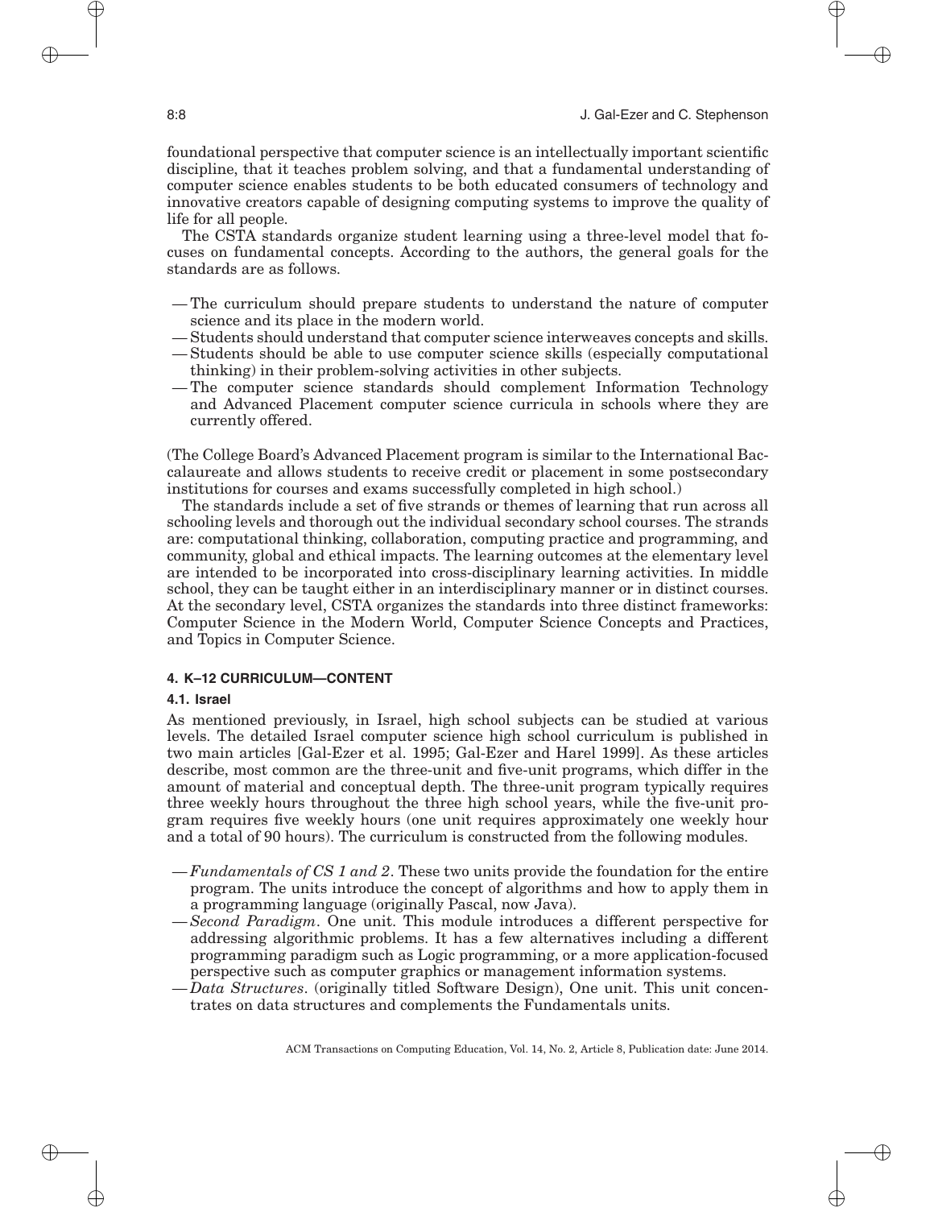foundational perspective that computer science is an intellectually important scientific discipline, that it teaches problem solving, and that a fundamental understanding of computer science enables students to be both educated consumers of technology and innovative creators capable of designing computing systems to improve the quality of life for all people.

The CSTA standards organize student learning using a three-level model that focuses on fundamental concepts. According to the authors, the general goals for the standards are as follows.

- The curriculum should prepare students to understand the nature of computer science and its place in the modern world.
- Students should understand that computer science interweaves concepts and skills.
- Students should be able to use computer science skills (especially computational thinking) in their problem-solving activities in other subjects.
- The computer science standards should complement Information Technology and Advanced Placement computer science curricula in schools where they are currently offered.

(The College Board's Advanced Placement program is similar to the International Baccalaureate and allows students to receive credit or placement in some postsecondary institutions for courses and exams successfully completed in high school.)

The standards include a set of five strands or themes of learning that run across all schooling levels and thorough out the individual secondary school courses. The strands are: computational thinking, collaboration, computing practice and programming, and community, global and ethical impacts. The learning outcomes at the elementary level are intended to be incorporated into cross-disciplinary learning activities. In middle school, they can be taught either in an interdisciplinary manner or in distinct courses. At the secondary level, CSTA organizes the standards into three distinct frameworks: Computer Science in the Modern World, Computer Science Concepts and Practices, and Topics in Computer Science.

## 4. K–12 CURRICULUM—CONTENT

### 4.1. Israel

As mentioned previously, in Israel, high school subjects can be studied at various levels. The detailed Israel computer science high school curriculum is published in two main articles [Gal-Ezer et al. 1995; Gal-Ezer and Harel 1999]. As these articles describe, most common are the three-unit and five-unit programs, which differ in the amount of material and conceptual depth. The three-unit program typically requires three weekly hours throughout the three high school years, while the five-unit program requires five weekly hours (one unit requires approximately one weekly hour and a total of 90 hours). The curriculum is constructed from the following modules.

- *Fundamentals of CS 1 and 2*. These two units provide the foundation for the entire program. The units introduce the concept of algorithms and how to apply them in a programming language (originally Pascal, now Java).
- *Second Paradigm*. One unit. This module introduces a different perspective for addressing algorithmic problems. It has a few alternatives including a different programming paradigm such as Logic programming, or a more application-focused perspective such as computer graphics or management information systems.
- *Data Structures*. (originally titled Software Design), One unit. This unit concentrates on data structures and complements the Fundamentals units.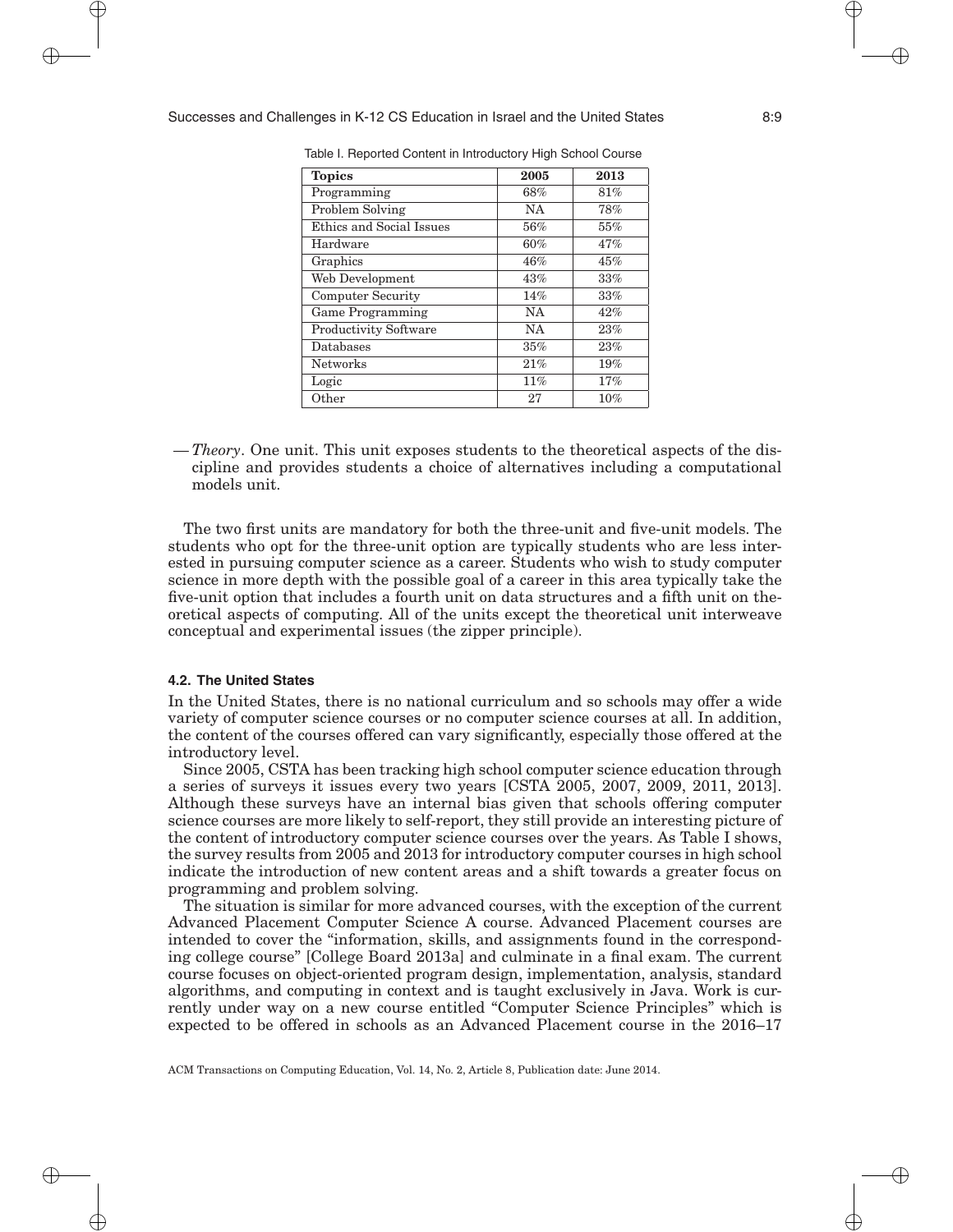Table I. Reported Content in Introductory High School Course

| **Topics** | **2005** | **2013** |
| --- | --- | --- |
| Programming | 68% | 81% |
| Problem Solving | NA | 78% |
| Ethics and Social Issues | 56% | 55% |
| Hardware | 60% | 47% |
| Graphics | 46% | 45% |
| Web Development | 43% | 33% |
| Computer Security | 14% | 33% |
| Game Programming | NA | 42% |
| Productivity Software | NA | 23% |
| Databases | 35% | 23% |
| Networks | 21% | 19% |
| Logic | 11% | 17% |
| Other | 27 | 10% |

— *Theory*. One unit. This unit exposes students to the theoretical aspects of the discipline and provides students a choice of alternatives including a computational models unit.

The two first units are mandatory for both the three-unit and five-unit models. The students who opt for the three-unit option are typically students who are less interested in pursuing computer science as a career. Students who wish to study computer science in more depth with the possible goal of a career in this area typically take the five-unit option that includes a fourth unit on data structures and a fifth unit on theoretical aspects of computing. All of the units except the theoretical unit interweave conceptual and experimental issues (the zipper principle).

### 4.2. The United States

In the United States, there is no national curriculum and so schools may offer a wide variety of computer science courses or no computer science courses at all. In addition, the content of the courses offered can vary significantly, especially those offered at the introductory level.

Since 2005, CSTA has been tracking high school computer science education through a series of surveys it issues every two years [CSTA 2005, 2007, 2009, 2011, 2013]. Although these surveys have an internal bias given that schools offering computer science courses are more likely to self-report, they still provide an interesting picture of the content of introductory computer science courses over the years. As Table I shows, the survey results from 2005 and 2013 for introductory computer courses in high school indicate the introduction of new content areas and a shift towards a greater focus on programming and problem solving.

The situation is similar for more advanced courses, with the exception of the current Advanced Placement Computer Science A course. Advanced Placement courses are intended to cover the "information, skills, and assignments found in the corresponding college course" [College Board 2013a] and culminate in a final exam. The current course focuses on object-oriented program design, implementation, analysis, standard algorithms, and computing in context and is taught exclusively in Java. Work is currently under way on a new course entitled "Computer Science Principles" which is expected to be offered in schools as an Advanced Placement course in the 2016–17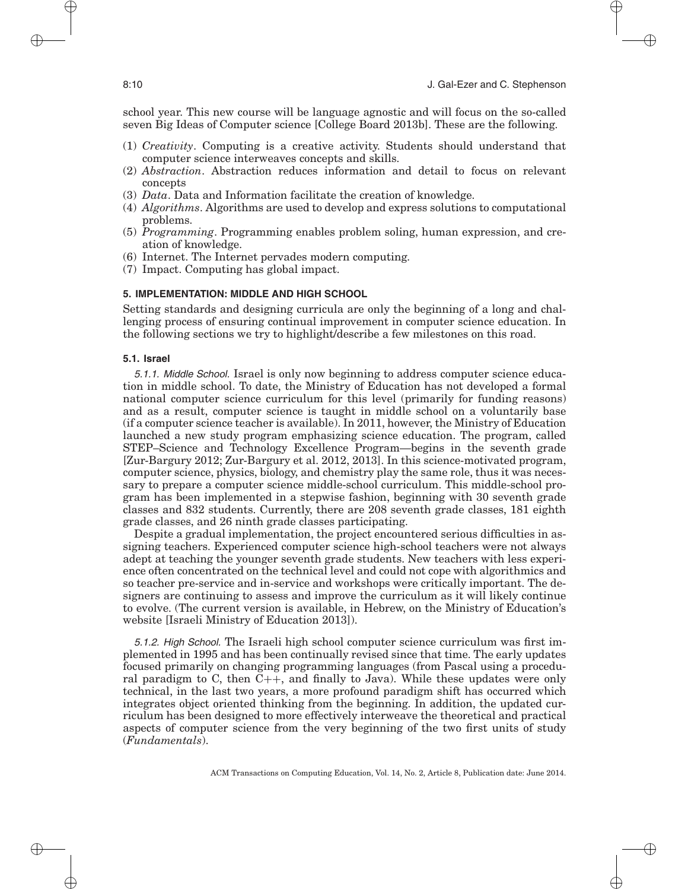school year. This new course will be language agnostic and will focus on the so-called seven Big Ideas of Computer science [College Board 2013b]. These are the following.

(1) *Creativity*. Computing is a creative activity. Students should understand that computer science interweaves concepts and skills.
(2) *Abstraction*. Abstraction reduces information and detail to focus on relevant concepts
(3) *Data*. Data and Information facilitate the creation of knowledge.
(4) *Algorithms*. Algorithms are used to develop and express solutions to computational problems.
(5) *Programming*. Programming enables problem soling, human expression, and creation of knowledge.
(6) Internet. The Internet pervades modern computing.
(7) Impact. Computing has global impact.

## 5. IMPLEMENTATION: MIDDLE AND HIGH SCHOOL

Setting standards and designing curricula are only the beginning of a long and challenging process of ensuring continual improvement in computer science education. In the following sections we try to highlight/describe a few milestones on this road.

### 5.1. Israel

*5.1.1. Middle School.* Israel is only now beginning to address computer science education in middle school. To date, the Ministry of Education has not developed a formal national computer science curriculum for this level (primarily for funding reasons) and as a result, computer science is taught in middle school on a voluntarily base (if a computer science teacher is available). In 2011, however, the Ministry of Education launched a new study program emphasizing science education. The program, called STEP–Science and Technology Excellence Program—begins in the seventh grade [Zur-Bargury 2012; Zur-Bargury et al. 2012, 2013]. In this science-motivated program, computer science, physics, biology, and chemistry play the same role, thus it was necessary to prepare a computer science middle-school curriculum. This middle-school program has been implemented in a stepwise fashion, beginning with 30 seventh grade classes and 832 students. Currently, there are 208 seventh grade classes, 181 eighth grade classes, and 26 ninth grade classes participating.

Despite a gradual implementation, the project encountered serious difficulties in assigning teachers. Experienced computer science high-school teachers were not always adept at teaching the younger seventh grade students. New teachers with less experience often concentrated on the technical level and could not cope with algorithmics and so teacher pre-service and in-service and workshops were critically important. The designers are continuing to assess and improve the curriculum as it will likely continue to evolve. (The current version is available, in Hebrew, on the Ministry of Education's website [Israeli Ministry of Education 2013]).

*5.1.2. High School.* The Israeli high school computer science curriculum was first implemented in 1995 and has been continually revised since that time. The early updates focused primarily on changing programming languages (from Pascal using a procedural paradigm to C, then C++, and finally to Java). While these updates were only technical, in the last two years, a more profound paradigm shift has occurred which integrates object oriented thinking from the beginning. In addition, the updated curriculum has been designed to more effectively interweave the theoretical and practical aspects of computer science from the very beginning of the two first units of study (*Fundamentals*).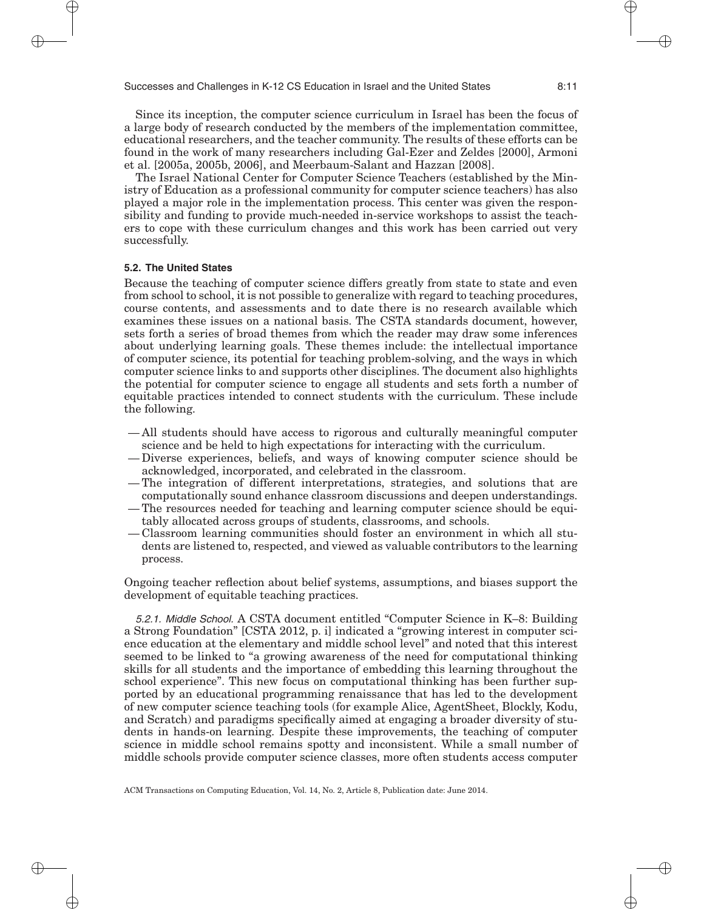Since its inception, the computer science curriculum in Israel has been the focus of a large body of research conducted by the members of the implementation committee, educational researchers, and the teacher community. The results of these efforts can be found in the work of many researchers including Gal-Ezer and Zeldes [2000], Armoni et al. [2005a, 2005b, 2006], and Meerbaum-Salant and Hazzan [2008].

The Israel National Center for Computer Science Teachers (established by the Ministry of Education as a professional community for computer science teachers) has also played a major role in the implementation process. This center was given the responsibility and funding to provide much-needed in-service workshops to assist the teachers to cope with these curriculum changes and this work has been carried out very successfully.

### 5.2. The United States

Because the teaching of computer science differs greatly from state to state and even from school to school, it is not possible to generalize with regard to teaching procedures, course contents, and assessments and to date there is no research available which examines these issues on a national basis. The CSTA standards document, however, sets forth a series of broad themes from which the reader may draw some inferences about underlying learning goals. These themes include: the intellectual importance of computer science, its potential for teaching problem-solving, and the ways in which computer science links to and supports other disciplines. The document also highlights the potential for computer science to engage all students and sets forth a number of equitable practices intended to connect students with the curriculum. These include the following.

- All students should have access to rigorous and culturally meaningful computer science and be held to high expectations for interacting with the curriculum.
- Diverse experiences, beliefs, and ways of knowing computer science should be acknowledged, incorporated, and celebrated in the classroom.
- The integration of different interpretations, strategies, and solutions that are computationally sound enhance classroom discussions and deepen understandings.
- The resources needed for teaching and learning computer science should be equitably allocated across groups of students, classrooms, and schools.
- Classroom learning communities should foster an environment in which all students are listened to, respected, and viewed as valuable contributors to the learning process.

Ongoing teacher reflection about belief systems, assumptions, and biases support the development of equitable teaching practices.

*5.2.1. Middle School.* A CSTA document entitled "Computer Science in K–8: Building a Strong Foundation" [CSTA 2012, p. i] indicated a "growing interest in computer science education at the elementary and middle school level" and noted that this interest seemed to be linked to "a growing awareness of the need for computational thinking skills for all students and the importance of embedding this learning throughout the school experience". This new focus on computational thinking has been further supported by an educational programming renaissance that has led to the development of new computer science teaching tools (for example Alice, AgentSheet, Blockly, Kodu, and Scratch) and paradigms specifically aimed at engaging a broader diversity of students in hands-on learning. Despite these improvements, the teaching of computer science in middle school remains spotty and inconsistent. While a small number of middle schools provide computer science classes, more often students access computer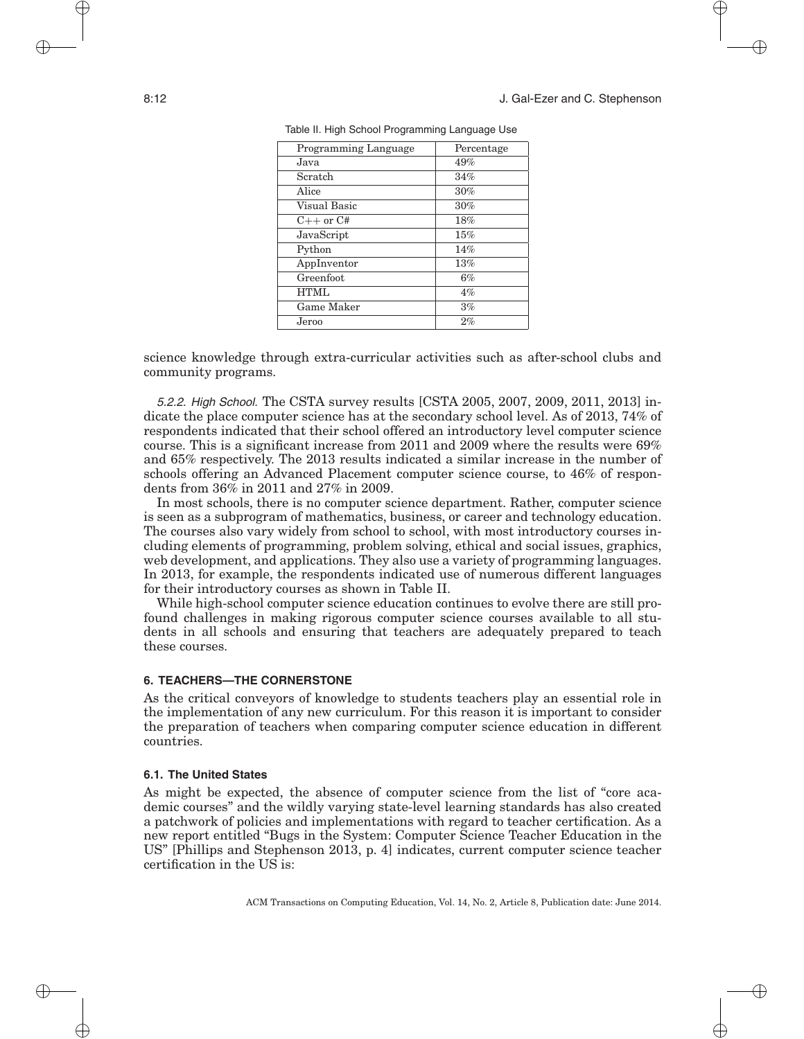Table II. High School Programming Language Use

| Programming Language | Percentage |
|---|---|
| Java | 49% |
| Scratch | 34% |
| Alice | 30% |
| Visual Basic | 30% |
| C++ or C# | 18% |
| JavaScript | 15% |
| Python | 14% |
| AppInventor | 13% |
| Greenfoot | 6% |
| HTML | 4% |
| Game Maker | 3% |
| Jeroo | 2% |

science knowledge through extra-curricular activities such as after-school clubs and community programs.

*5.2.2. High School.* The CSTA survey results [CSTA 2005, 2007, 2009, 2011, 2013] indicate the place computer science has at the secondary school level. As of 2013, 74% of respondents indicated that their school offered an introductory level computer science course. This is a significant increase from 2011 and 2009 where the results were 69% and 65% respectively. The 2013 results indicated a similar increase in the number of schools offering an Advanced Placement computer science course, to 46% of respondents from 36% in 2011 and 27% in 2009.

In most schools, there is no computer science department. Rather, computer science is seen as a subprogram of mathematics, business, or career and technology education. The courses also vary widely from school to school, with most introductory courses including elements of programming, problem solving, ethical and social issues, graphics, web development, and applications. They also use a variety of programming languages. In 2013, for example, the respondents indicated use of numerous different languages for their introductory courses as shown in Table II.

While high-school computer science education continues to evolve there are still profound challenges in making rigorous computer science courses available to all students in all schools and ensuring that teachers are adequately prepared to teach these courses.

## 6. TEACHERS—THE CORNERSTONE

As the critical conveyors of knowledge to students teachers play an essential role in the implementation of any new curriculum. For this reason it is important to consider the preparation of teachers when comparing computer science education in different countries.

### 6.1. The United States

As might be expected, the absence of computer science from the list of "core academic courses" and the wildly varying state-level learning standards has also created a patchwork of policies and implementations with regard to teacher certification. As a new report entitled "Bugs in the System: Computer Science Teacher Education in the US" [Phillips and Stephenson 2013, p. 4] indicates, current computer science teacher certification in the US is: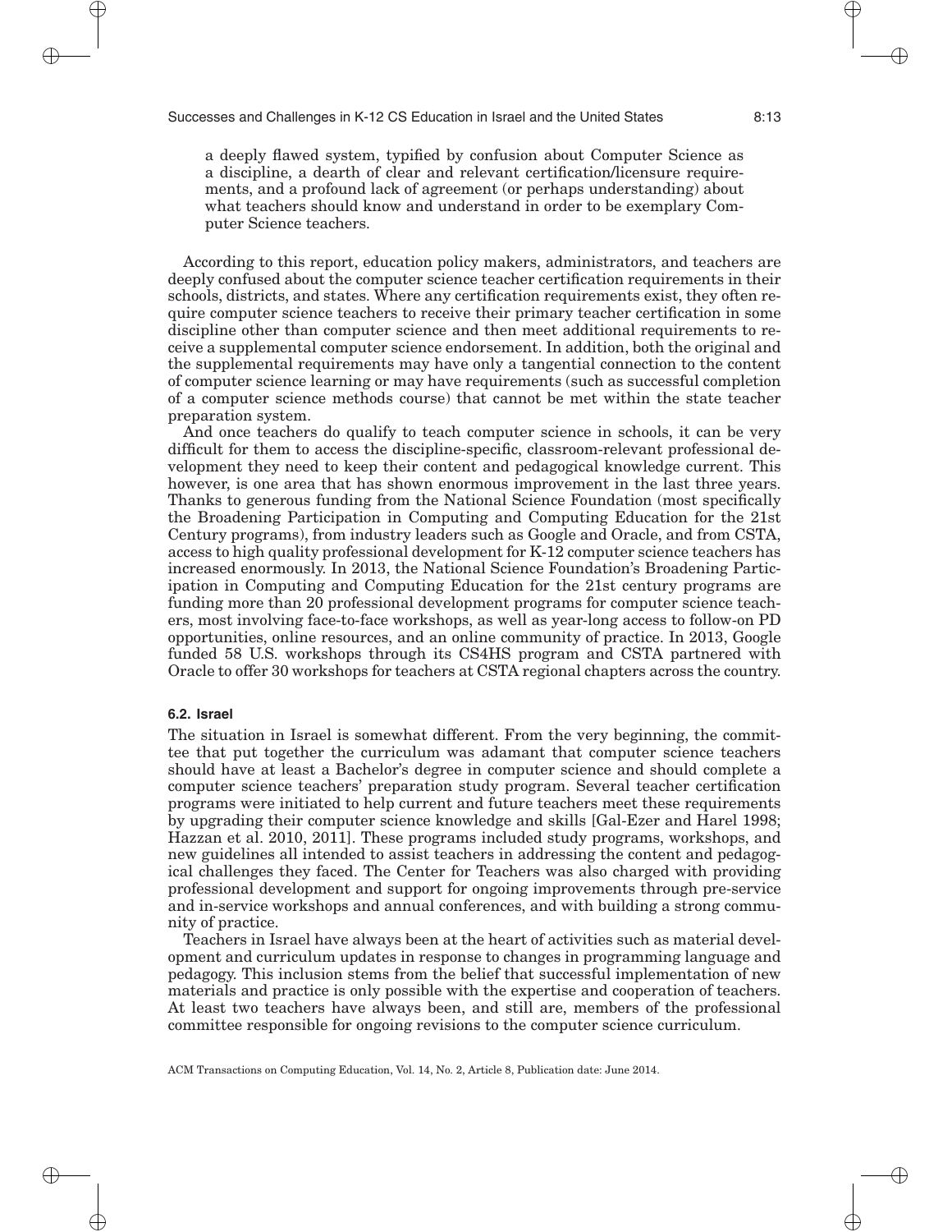> a deeply flawed system, typified by confusion about Computer Science as a discipline, a dearth of clear and relevant certification/licensure requirements, and a profound lack of agreement (or perhaps understanding) about what teachers should know and understand in order to be exemplary Computer Science teachers.

According to this report, education policy makers, administrators, and teachers are deeply confused about the computer science teacher certification requirements in their schools, districts, and states. Where any certification requirements exist, they often require computer science teachers to receive their primary teacher certification in some discipline other than computer science and then meet additional requirements to receive a supplemental computer science endorsement. In addition, both the original and the supplemental requirements may have only a tangential connection to the content of computer science learning or may have requirements (such as successful completion of a computer science methods course) that cannot be met within the state teacher preparation system.

And once teachers do qualify to teach computer science in schools, it can be very difficult for them to access the discipline-specific, classroom-relevant professional development they need to keep their content and pedagogical knowledge current. This however, is one area that has shown enormous improvement in the last three years. Thanks to generous funding from the National Science Foundation (most specifically the Broadening Participation in Computing and Computing Education for the 21st Century programs), from industry leaders such as Google and Oracle, and from CSTA, access to high quality professional development for K-12 computer science teachers has increased enormously. In 2013, the National Science Foundation's Broadening Participation in Computing and Computing Education for the 21st century programs are funding more than 20 professional development programs for computer science teachers, most involving face-to-face workshops, as well as year-long access to follow-on PD opportunities, online resources, and an online community of practice. In 2013, Google funded 58 U.S. workshops through its CS4HS program and CSTA partnered with Oracle to offer 30 workshops for teachers at CSTA regional chapters across the country.

### 6.2. Israel

The situation in Israel is somewhat different. From the very beginning, the committee that put together the curriculum was adamant that computer science teachers should have at least a Bachelor's degree in computer science and should complete a computer science teachers' preparation study program. Several teacher certification programs were initiated to help current and future teachers meet these requirements by upgrading their computer science knowledge and skills [Gal-Ezer and Harel 1998; Hazzan et al. 2010, 2011]. These programs included study programs, workshops, and new guidelines all intended to assist teachers in addressing the content and pedagogical challenges they faced. The Center for Teachers was also charged with providing professional development and support for ongoing improvements through pre-service and in-service workshops and annual conferences, and with building a strong community of practice.

Teachers in Israel have always been at the heart of activities such as material development and curriculum updates in response to changes in programming language and pedagogy. This inclusion stems from the belief that successful implementation of new materials and practice is only possible with the expertise and cooperation of teachers. At least two teachers have always been, and still are, members of the professional committee responsible for ongoing revisions to the computer science curriculum.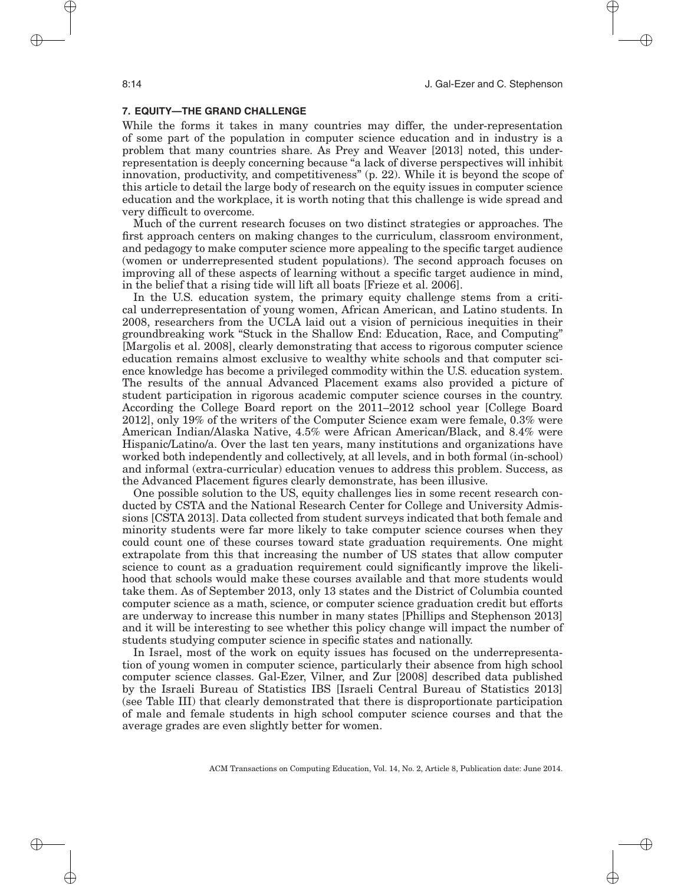## 7. EQUITY—THE GRAND CHALLENGE

While the forms it takes in many countries may differ, the under-representation of some part of the population in computer science education and in industry is a problem that many countries share. As Prey and Weaver [2013] noted, this under-representation is deeply concerning because "a lack of diverse perspectives will inhibit innovation, productivity, and competitiveness" (p. 22). While it is beyond the scope of this article to detail the large body of research on the equity issues in computer science education and the workplace, it is worth noting that this challenge is wide spread and very difficult to overcome.

Much of the current research focuses on two distinct strategies or approaches. The first approach centers on making changes to the curriculum, classroom environment, and pedagogy to make computer science more appealing to the specific target audience (women or underrepresented student populations). The second approach focuses on improving all of these aspects of learning without a specific target audience in mind, in the belief that a rising tide will lift all boats [Frieze et al. 2006].

In the U.S. education system, the primary equity challenge stems from a critical underrepresentation of young women, African American, and Latino students. In 2008, researchers from the UCLA laid out a vision of pernicious inequities in their groundbreaking work "Stuck in the Shallow End: Education, Race, and Computing" [Margolis et al. 2008], clearly demonstrating that access to rigorous computer science education remains almost exclusive to wealthy white schools and that computer science knowledge has become a privileged commodity within the U.S. education system. The results of the annual Advanced Placement exams also provided a picture of student participation in rigorous academic computer science courses in the country. According the College Board report on the 2011–2012 school year [College Board 2012], only 19% of the writers of the Computer Science exam were female, 0.3% were American Indian/Alaska Native, 4.5% were African American/Black, and 8.4% were Hispanic/Latino/a. Over the last ten years, many institutions and organizations have worked both independently and collectively, at all levels, and in both formal (in-school) and informal (extra-curricular) education venues to address this problem. Success, as the Advanced Placement figures clearly demonstrate, has been illusive.

One possible solution to the US, equity challenges lies in some recent research conducted by CSTA and the National Research Center for College and University Admissions [CSTA 2013]. Data collected from student surveys indicated that both female and minority students were far more likely to take computer science courses when they could count one of these courses toward state graduation requirements. One might extrapolate from this that increasing the number of US states that allow computer science to count as a graduation requirement could significantly improve the likelihood that schools would make these courses available and that more students would take them. As of September 2013, only 13 states and the District of Columbia counted computer science as a math, science, or computer science graduation credit but efforts are underway to increase this number in many states [Phillips and Stephenson 2013] and it will be interesting to see whether this policy change will impact the number of students studying computer science in specific states and nationally.

In Israel, most of the work on equity issues has focused on the underrepresentation of young women in computer science, particularly their absence from high school computer science classes. Gal-Ezer, Vilner, and Zur [2008] described data published by the Israeli Bureau of Statistics IBS [Israeli Central Bureau of Statistics 2013] (see Table III) that clearly demonstrated that there is disproportionate participation of male and female students in high school computer science courses and that the average grades are even slightly better for women.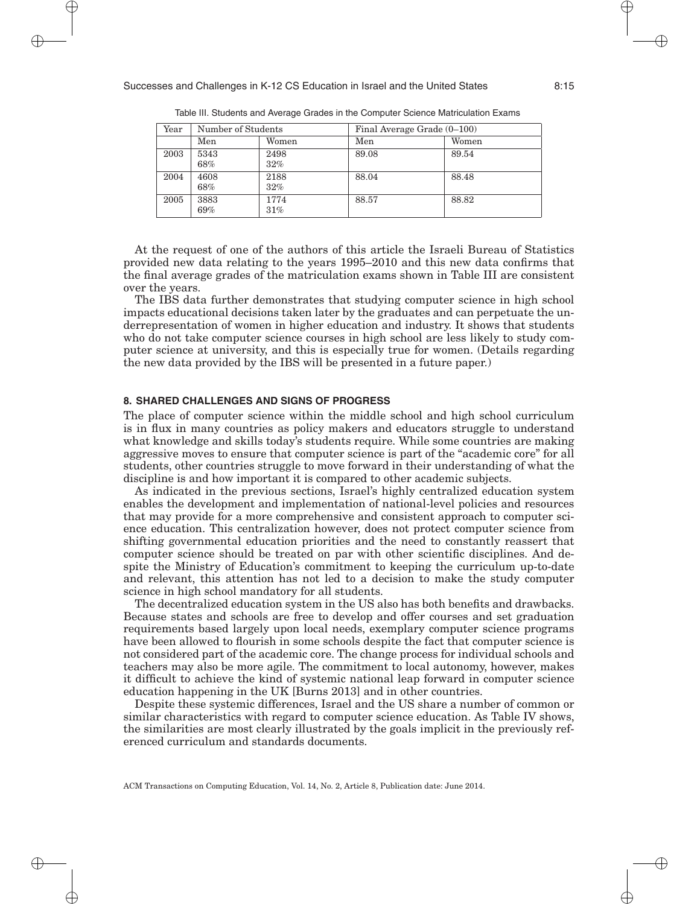Table III. Students and Average Grades in the Computer Science Matriculation Exams

| Year | Number of Students | | Final Average Grade (0–100) | |
|---|---|---|---|---|
| | Men | Women | Men | Women |
| 2003 | 5343<br>68% | 2498<br>32% | 89.08 | 89.54 |
| 2004 | 4608<br>68% | 2188<br>32% | 88.04 | 88.48 |
| 2005 | 3883<br>69% | 1774<br>31% | 88.57 | 88.82 |

At the request of one of the authors of this article the Israeli Bureau of Statistics provided new data relating to the years 1995–2010 and this new data confirms that the final average grades of the matriculation exams shown in Table III are consistent over the years.

The IBS data further demonstrates that studying computer science in high school impacts educational decisions taken later by the graduates and can perpetuate the underrepresentation of women in higher education and industry. It shows that students who do not take computer science courses in high school are less likely to study computer science at university, and this is especially true for women. (Details regarding the new data provided by the IBS will be presented in a future paper.)

## 8. SHARED CHALLENGES AND SIGNS OF PROGRESS

The place of computer science within the middle school and high school curriculum is in flux in many countries as policy makers and educators struggle to understand what knowledge and skills today's students require. While some countries are making aggressive moves to ensure that computer science is part of the "academic core" for all students, other countries struggle to move forward in their understanding of what the discipline is and how important it is compared to other academic subjects.

As indicated in the previous sections, Israel's highly centralized education system enables the development and implementation of national-level policies and resources that may provide for a more comprehensive and consistent approach to computer science education. This centralization however, does not protect computer science from shifting governmental education priorities and the need to constantly reassert that computer science should be treated on par with other scientific disciplines. And despite the Ministry of Education's commitment to keeping the curriculum up-to-date and relevant, this attention has not led to a decision to make the study computer science in high school mandatory for all students.

The decentralized education system in the US also has both benefits and drawbacks. Because states and schools are free to develop and offer courses and set graduation requirements based largely upon local needs, exemplary computer science programs have been allowed to flourish in some schools despite the fact that computer science is not considered part of the academic core. The change process for individual schools and teachers may also be more agile. The commitment to local autonomy, however, makes it difficult to achieve the kind of systemic national leap forward in computer science education happening in the UK [Burns 2013] and in other countries.

Despite these systemic differences, Israel and the US share a number of common or similar characteristics with regard to computer science education. As Table IV shows, the similarities are most clearly illustrated by the goals implicit in the previously referenced curriculum and standards documents.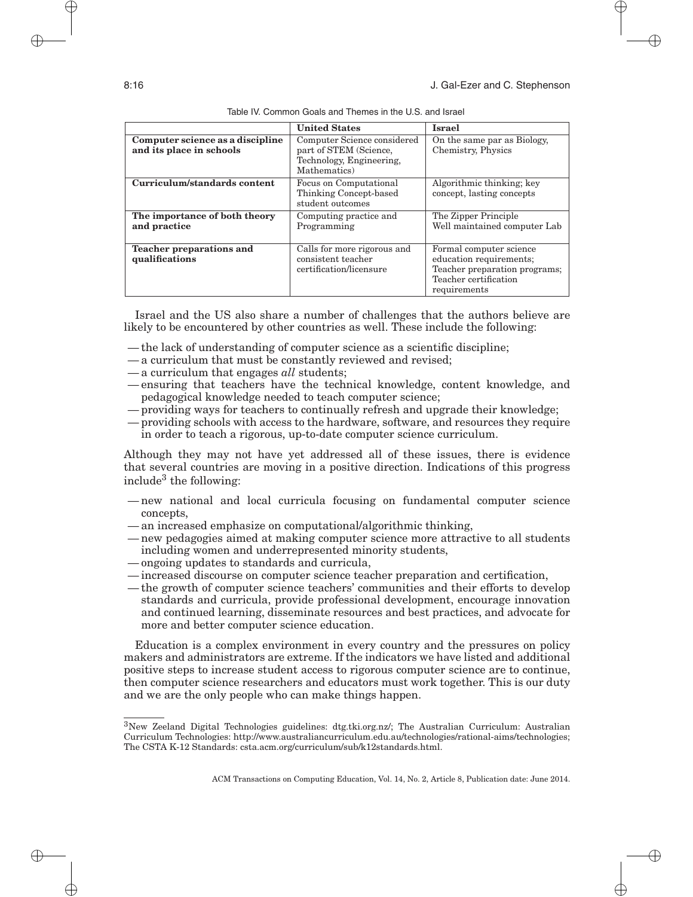Table IV. Common Goals and Themes in the U.S. and Israel

| | **United States** | **Israel** |
|---|---|---|
| **Computer science as a discipline and its place in schools** | Computer Science considered part of STEM (Science, Technology, Engineering, Mathematics) | On the same par as Biology, Chemistry, Physics |
| **Curriculum/standards content** | Focus on Computational Thinking Concept-based student outcomes | Algorithmic thinking; key concept, lasting concepts |
| **The importance of both theory and practice** | Computing practice and Programming | The Zipper Principle Well maintained computer Lab |
| **Teacher preparations and qualifications** | Calls for more rigorous and consistent teacher certification/licensure | Formal computer science education requirements; Teacher preparation programs; Teacher certification requirements |

Israel and the US also share a number of challenges that the authors believe are likely to be encountered by other countries as well. These include the following:

- the lack of understanding of computer science as a scientific discipline;
- a curriculum that must be constantly reviewed and revised;
- a curriculum that engages *all* students;
- ensuring that teachers have the technical knowledge, content knowledge, and pedagogical knowledge needed to teach computer science;
- providing ways for teachers to continually refresh and upgrade their knowledge;
- providing schools with access to the hardware, software, and resources they require in order to teach a rigorous, up-to-date computer science curriculum.

Although they may not have yet addressed all of these issues, there is evidence that several countries are moving in a positive direction. Indications of this progress include[3] the following:

- new national and local curricula focusing on fundamental computer science concepts,
- an increased emphasize on computational/algorithmic thinking,
- new pedagogies aimed at making computer science more attractive to all students including women and underrepresented minority students,
- ongoing updates to standards and curricula,
- increased discourse on computer science teacher preparation and certification,
- the growth of computer science teachers' communities and their efforts to develop standards and curricula, provide professional development, encourage innovation and continued learning, disseminate resources and best practices, and advocate for more and better computer science education.

Education is a complex environment in every country and the pressures on policy makers and administrators are extreme. If the indicators we have listed and additional positive steps to increase student access to rigorous computer science are to continue, then computer science researchers and educators must work together. This is our duty and we are the only people who can make things happen.

[3]New Zeeland Digital Technologies guidelines: dtg.tki.org.nz/; The Australian Curriculum: Australian Curriculum Technologies: http://www.australiancurriculum.edu.au/technologies/rational-aims/technologies; The CSTA K-12 Standards: csta.acm.org/curriculum/sub/k12standards.html.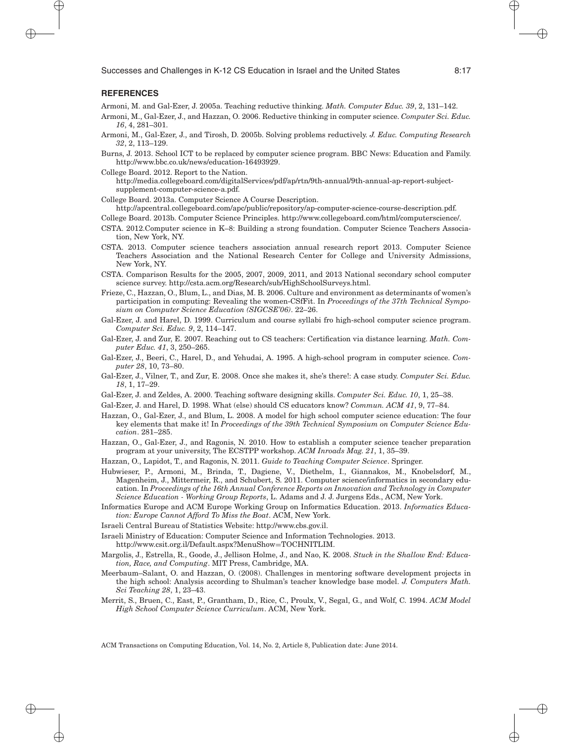## REFERENCES

Armoni, M. and Gal-Ezer, J. 2005a. Teaching reductive thinking. *Math. Computer Educ. 39*, 2, 131–142.

Armoni, M., Gal-Ezer, J., and Hazzan, O. 2006. Reductive thinking in computer science. *Computer Sci. Educ. 16*, 4, 281–301.

Armoni, M., Gal-Ezer, J., and Tirosh, D. 2005b. Solving problems reductively. *J. Educ. Computing Research 32*, 2, 113–129.

Burns, J. 2013. School ICT to be replaced by computer science program. BBC News: Education and Family. http://www.bbc.co.uk/news/education-16493929.

College Board. 2012. Report to the Nation. http://media.collegeboard.com/digitalServices/pdf/ap/rtn/9th-annual/9th-annual-ap-report-subject-supplement-computer-science-a.pdf.

College Board. 2013a. Computer Science A Course Description. http://apcentral.collegeboard.com/apc/public/repository/ap-computer-science-course-description.pdf.

College Board. 2013b. Computer Science Principles. http://www.collegeboard.com/html/computerscience/.

CSTA. 2012.Computer science in K–8: Building a strong foundation. Computer Science Teachers Association, New York, NY.

CSTA. 2013. Computer science teachers association annual research report 2013. Computer Science Teachers Association and the National Research Center for College and University Admissions, New York, NY.

CSTA. Comparison Results for the 2005, 2007, 2009, 2011, and 2013 National secondary school computer science survey. http://csta.acm.org/Research/sub/HighSchoolSurveys.html.

Frieze, C., Hazzan, O., Blum, L., and Dias, M. B. 2006. Culture and environment as determinants of women's participation in computing: Revealing the women-CSfFit. In *Proceedings of the 37th Technical Symposium on Computer Science Education (SIGCSE'06)*. 22–26.

Gal-Ezer, J. and Harel, D. 1999. Curriculum and course syllabi fro high-school computer science program. *Computer Sci. Educ. 9*, 2, 114–147.

Gal-Ezer, J. and Zur, E. 2007. Reaching out to CS teachers: Certification via distance learning. *Math. Computer Educ. 41*, 3, 250–265.

Gal-Ezer, J., Beeri, C., Harel, D., and Yehudai, A. 1995. A high-school program in computer science. *Computer 28*, 10, 73–80.

Gal-Ezer, J., Vilner, T., and Zur, E. 2008. Once she makes it, she's there!: A case study. *Computer Sci. Educ. 18*, 1, 17–29.

Gal-Ezer, J. and Zeldes, A. 2000. Teaching software designing skills. *Computer Sci. Educ. 10*, 1, 25–38.

Gal-Ezer, J. and Harel, D. 1998. What (else) should CS educators know? *Commun. ACM 41*, 9, 77–84.

Hazzan, O., Gal-Ezer, J., and Blum, L. 2008. A model for high school computer science education: The four key elements that make it! In *Proceedings of the 39th Technical Symposium on Computer Science Education*. 281–285.

Hazzan, O., Gal-Ezer, J., and Ragonis, N. 2010. How to establish a computer science teacher preparation program at your university, The ECSTPP workshop. *ACM Inroads Mag. 21*, 1, 35–39.

Hazzan, O., Lapidot, T., and Ragonis, N. 2011. *Guide to Teaching Computer Science*. Springer.

Hubwieser, P., Armoni, M., Brinda, T., Dagiene, V., Diethelm, I., Giannakos, M., Knobelsdorf, M., Magenheim, J., Mittermeir, R., and Schubert, S. 2011. Computer science/informatics in secondary education. In *Proceedings of the 16th Annual Conference Reports on Innovation and Technology in Computer Science Education - Working Group Reports*, L. Adams and J. J. Jurgens Eds., ACM, New York.

Informatics Europe and ACM Europe Working Group on Informatics Education. 2013. *Informatics Education: Europe Cannot Afford To Miss the Boat*. ACM, New York.

Israeli Central Bureau of Statistics Website: http://www.cbs.gov.il.

Israeli Ministry of Education: Computer Science and Information Technologies. 2013. http://www.csit.org.il/Default.aspx?MenuShow=TOCHNITLIM.

Margolis, J., Estrella, R., Goode, J., Jellison Holme, J., and Nao, K. 2008. *Stuck in the Shallow End: Education, Race, and Computing*. MIT Press, Cambridge, MA.

Meerbaum–Salant, O. and Hazzan, O. (2008). Challenges in mentoring software development projects in the high school: Analysis according to Shulman's teacher knowledge base model. *J. Computers Math. Sci Teaching 28*, 1, 23–43.

Merrit, S., Bruen, C., East, P., Grantham, D., Rice, C., Proulx, V., Segal, G., and Wolf, C. 1994. *ACM Model High School Computer Science Curriculum*. ACM, New York.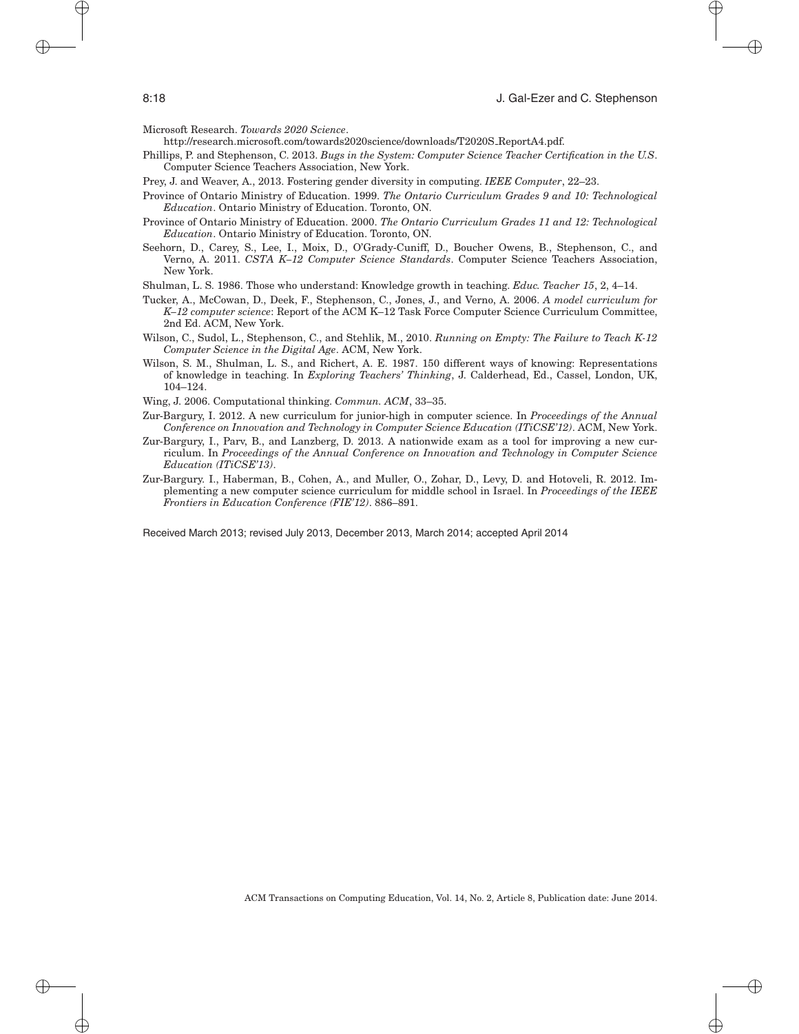Microsoft Research. *Towards 2020 Science*. http://research.microsoft.com/towards2020science/downloads/T2020S_ReportA4.pdf.

Phillips, P. and Stephenson, C. 2013. *Bugs in the System: Computer Science Teacher Certification in the U.S*. Computer Science Teachers Association, New York.

Prey, J. and Weaver, A., 2013. Fostering gender diversity in computing. *IEEE Computer*, 22–23.

Province of Ontario Ministry of Education. 1999. *The Ontario Curriculum Grades 9 and 10: Technological Education*. Ontario Ministry of Education. Toronto, ON.

Province of Ontario Ministry of Education. 2000. *The Ontario Curriculum Grades 11 and 12: Technological Education*. Ontario Ministry of Education. Toronto, ON.

Seehorn, D., Carey, S., Lee, I., Moix, D., O'Grady-Cuniff, D., Boucher Owens, B., Stephenson, C., and Verno, A. 2011. *CSTA K–12 Computer Science Standards*. Computer Science Teachers Association, New York.

Shulman, L. S. 1986. Those who understand: Knowledge growth in teaching. *Educ. Teacher 15*, 2, 4–14.

Tucker, A., McCowan, D., Deek, F., Stephenson, C., Jones, J., and Verno, A. 2006. *A model curriculum for K–12 computer science*: Report of the ACM K–12 Task Force Computer Science Curriculum Committee, 2nd Ed. ACM, New York.

Wilson, C., Sudol, L., Stephenson, C., and Stehlik, M., 2010. *Running on Empty: The Failure to Teach K-12 Computer Science in the Digital Age*. ACM, New York.

Wilson, S. M., Shulman, L. S., and Richert, A. E. 1987. 150 different ways of knowing: Representations of knowledge in teaching. In *Exploring Teachers' Thinking*, J. Calderhead, Ed., Cassel, London, UK, 104–124.

Wing, J. 2006. Computational thinking. *Commun. ACM*, 33–35.

Zur-Bargury, I. 2012. A new curriculum for junior-high in computer science. In *Proceedings of the Annual Conference on Innovation and Technology in Computer Science Education (ITiCSE'12)*. ACM, New York.

Zur-Bargury, I., Parv, B., and Lanzberg, D. 2013. A nationwide exam as a tool for improving a new curriculum. In *Proceedings of the Annual Conference on Innovation and Technology in Computer Science Education (ITiCSE'13)*.

Zur-Bargury. I., Haberman, B., Cohen, A., and Muller, O., Zohar, D., Levy, D. and Hotoveli, R. 2012. Implementing a new computer science curriculum for middle school in Israel. In *Proceedings of the IEEE Frontiers in Education Conference (FIE'12)*. 886–891.

Received March 2013; revised July 2013, December 2013, March 2014; accepted April 2014